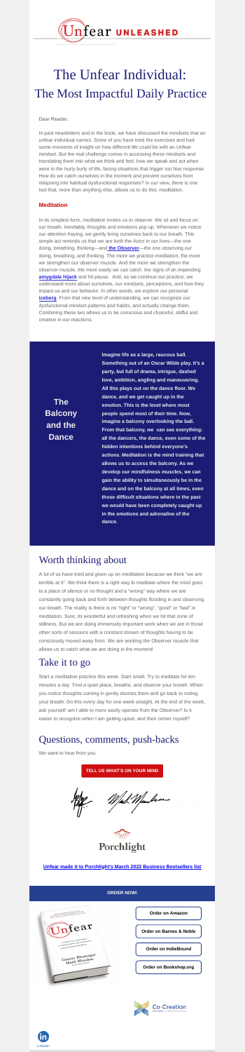Unfear UNLEASHED

# The Unfear Individual:
## The Most Impactful Daily Practice

Dear Reader,

In past newsletters and in the book, we have discussed the mindsets that an unfear individual carries. Some of you have tried the exercises and had some moments of insight on how different life could be with an Unfear mindset. But the real challenge comes in accessing these mindsets and translating them into what we think and feel, how we speak and act when were in the hurly burly of life, facing situations that trigger our fear response. How do we catch ourselves in the moment and prevent ourselves from relapsing into habitual dysfunctional responses? In our view, there is one tool that, more than anything else, allows us to do this: meditation.

**Meditation**

In its simplest form, meditation invites us to observe. We sit and focus on our breath. Inevitably, thoughts and emotions pop up. Whenever we notice our attention fraying, we gently bring ourselves back to our breath. This simple act reminds us that we are both the Actor in our lives—the one doing, breathing, thinking—and **the Observer**—the one observing our doing, breathing, and thinking. The more we practice meditation, the more we strengthen our observer muscle. And the more we strengthen the observer muscle, the more easily we can catch the signs of an impending **amygdala hijack** and hit pause. And, as we continue our practice, we understand more about ourselves, our mindsets, perceptions, and how they impact us and our behavior. In other words, we explore our personal **iceberg**. From that new level of understanding, we can recognize our dysfunctional mindset patterns and habits, and actually change them. Combining these two allows us to be conscious and choiceful, skilful and creative in our reactions.

**The Balcony and the Dance**

**Imagine life as a large, raucous ball. Something out of an Oscar Wilde play. It's a party, but full of drama, intrigue, dashed love, ambition, angling and maneuvering. All this plays out on the dance floor. We dance, and we get caught up in the emotion. This is the level where most people spend most of their time. Now, imagine a balcony overlooking the ball. From that balcony, we can see everything: all the dancers, the dance, even some of the hidden intentions behind everyone's actions. Meditation is the mind training that allows us to access the balcony. As we develop our mindfulness muscles, we can gain the ability to simultaneously be in the dance and on the balcony at all times, even those difficult situations where in the past we would have been completely caught up in the emotions and adrenaline of the dance.**

## Worth thinking about

A lot of us have tried and given up on meditation because we think "we are terrible at it". We think there is a right way to meditate where the mind goes to a place of silence or no thought and a "wrong" way where we are constantly going back and forth between thoughts flooding in and observing our breath. The reality is there is no "right" or "wrong", "good" or "bad" in meditation. Sure, its wonderful and refreshing when we hit that zone of stillness. But we are doing immensely important work when we are in those other sorts of sessions with a constant stream of thoughts having to be consciously moved away from. We are working the Observer muscle that allows us to catch what we are doing in the moment!

## Take it to go

Start a meditation practice this week. Start small. Try to meditate for ten minutes a day Find a quiet place, breathe, and observe your breath. When you notice thoughts coming in gently dismiss them and go back to noting your breath. Do this every day for one week straight. At the end of the week, ask yourself: am I able to more easily operate from the Observer? Is it easier to recognize when I am getting upset, and then center myself?

## Questions, comments, push-backs

We want to hear from you.

**TELL US WHAT'S ON YOUR MIND**

Porchlight

**Unfear made it to Porchlight's March 2022 Business Bestsellers list**

**ORDER NOW!**

Order on Amazon

Order on Barnes & Noble

Order on IndieBound

Order on Bookshop.org

Co-Creation

LinkedIn